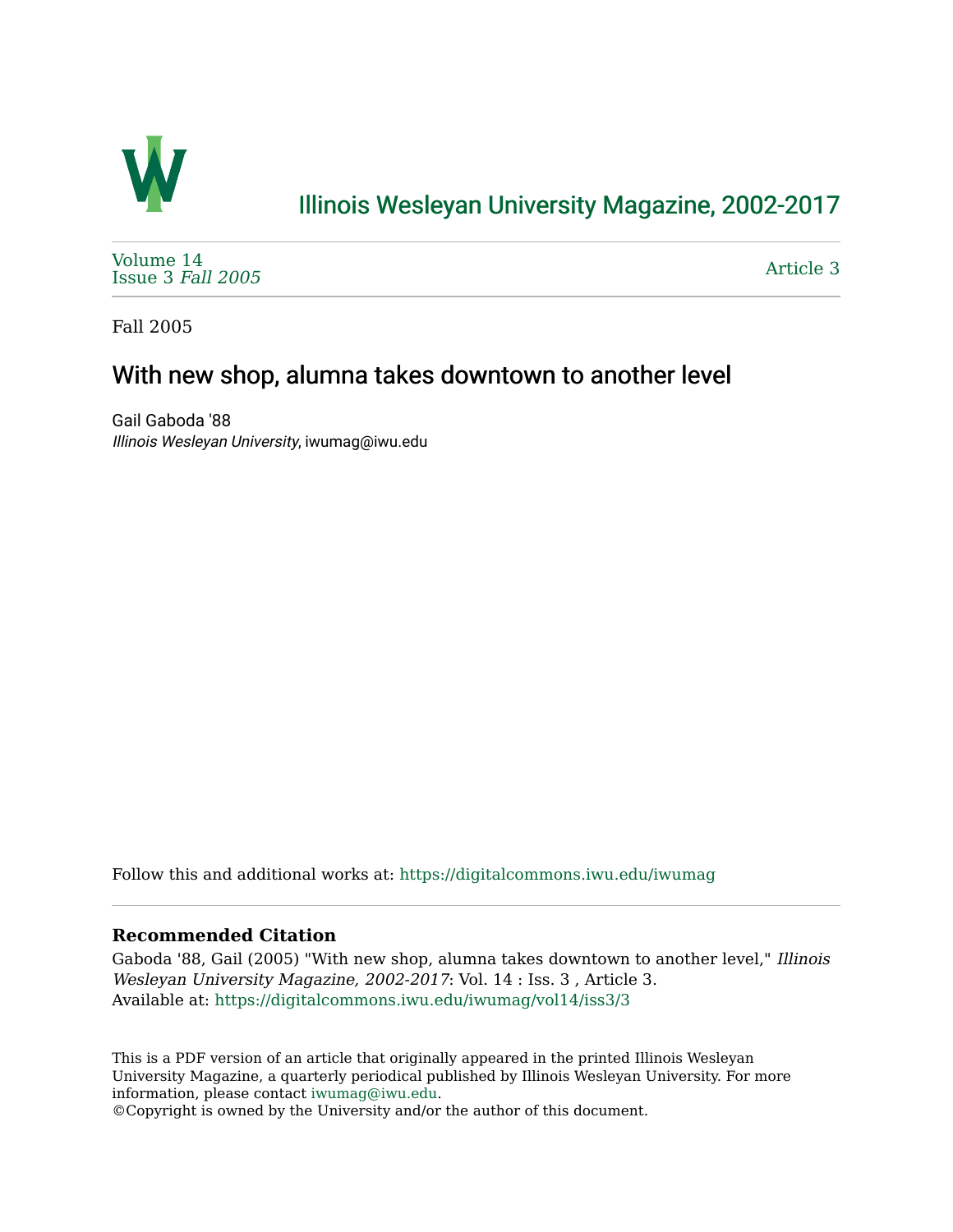# Illinois Wesleyan University Magazine, 2002-2017

Volume 14
Issue 3 *Fall 2005*

Article 3

Fall 2005

## With new shop, alumna takes downtown to another level

Gail Gaboda '88
*Illinois Wesleyan University*, iwumag@iwu.edu

Follow this and additional works at: https://digitalcommons.iwu.edu/iwumag

### Recommended Citation

Gaboda '88, Gail (2005) "With new shop, alumna takes downtown to another level," *Illinois Wesleyan University Magazine, 2002-2017*: Vol. 14 : Iss. 3 , Article 3.
Available at: https://digitalcommons.iwu.edu/iwumag/vol14/iss3/3

This is a PDF version of an article that originally appeared in the printed Illinois Wesleyan University Magazine, a quarterly periodical published by Illinois Wesleyan University. For more information, please contact iwumag@iwu.edu.
©Copyright is owned by the University and/or the author of this document.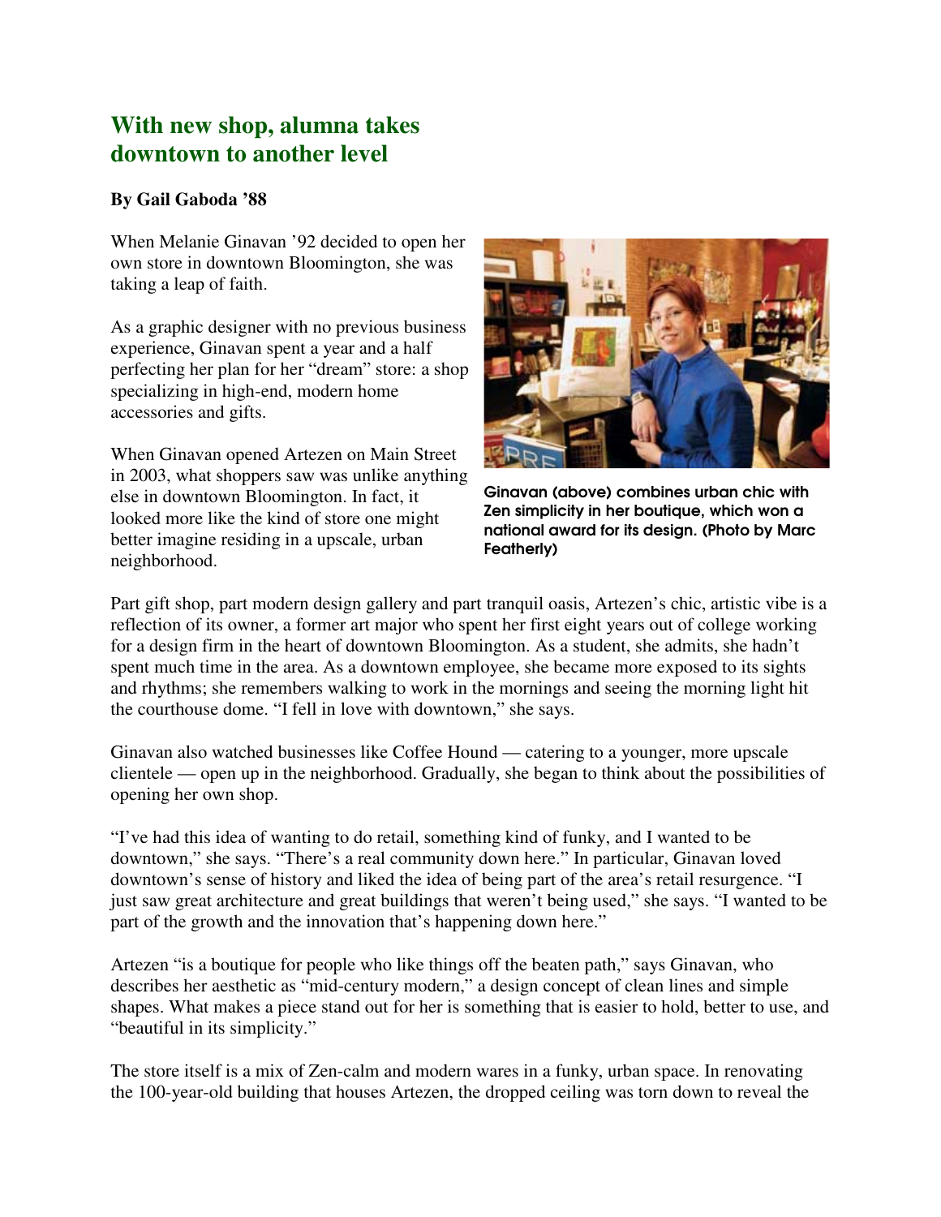# With new shop, alumna takes downtown to another level

**By Gail Gaboda '88**

When Melanie Ginavan '92 decided to open her own store in downtown Bloomington, she was taking a leap of faith.

As a graphic designer with no previous business experience, Ginavan spent a year and a half perfecting her plan for her "dream" store: a shop specializing in high-end, modern home accessories and gifts.

When Ginavan opened Artezen on Main Street in 2003, what shoppers saw was unlike anything else in downtown Bloomington. In fact, it looked more like the kind of store one might better imagine residing in a upscale, urban neighborhood.

**Ginavan (above) combines urban chic with Zen simplicity in her boutique, which won a national award for its design. (Photo by Marc Featherly)**

Part gift shop, part modern design gallery and part tranquil oasis, Artezen's chic, artistic vibe is a reflection of its owner, a former art major who spent her first eight years out of college working for a design firm in the heart of downtown Bloomington. As a student, she admits, she hadn't spent much time in the area. As a downtown employee, she became more exposed to its sights and rhythms; she remembers walking to work in the mornings and seeing the morning light hit the courthouse dome. "I fell in love with downtown," she says.

Ginavan also watched businesses like Coffee Hound — catering to a younger, more upscale clientele — open up in the neighborhood. Gradually, she began to think about the possibilities of opening her own shop.

"I've had this idea of wanting to do retail, something kind of funky, and I wanted to be downtown," she says. "There's a real community down here." In particular, Ginavan loved downtown's sense of history and liked the idea of being part of the area's retail resurgence. "I just saw great architecture and great buildings that weren't being used," she says. "I wanted to be part of the growth and the innovation that's happening down here."

Artezen "is a boutique for people who like things off the beaten path," says Ginavan, who describes her aesthetic as "mid-century modern," a design concept of clean lines and simple shapes. What makes a piece stand out for her is something that is easier to hold, better to use, and "beautiful in its simplicity."

The store itself is a mix of Zen-calm and modern wares in a funky, urban space. In renovating the 100-year-old building that houses Artezen, the dropped ceiling was torn down to reveal the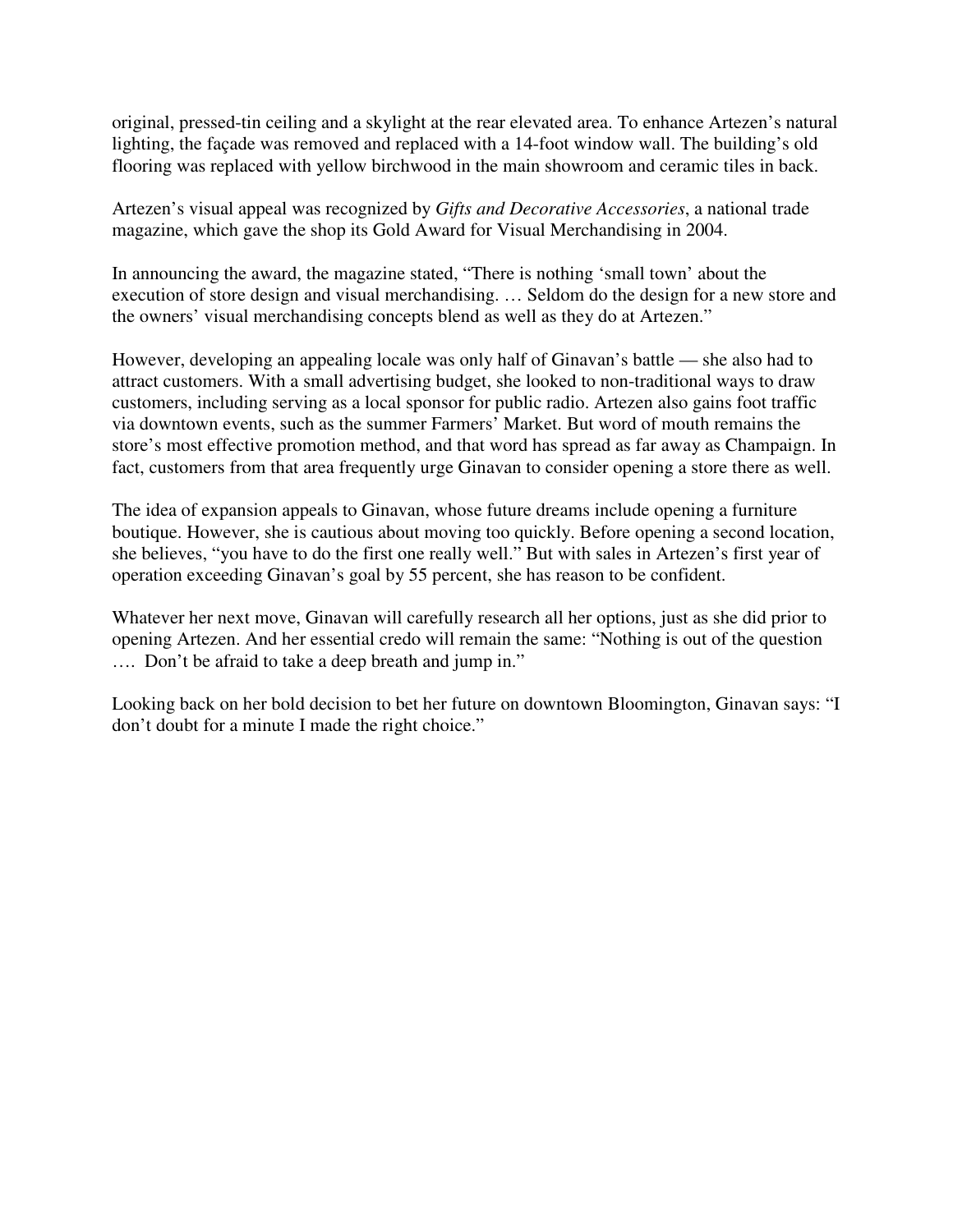original, pressed-tin ceiling and a skylight at the rear elevated area. To enhance Artezen's natural lighting, the façade was removed and replaced with a 14-foot window wall. The building's old flooring was replaced with yellow birchwood in the main showroom and ceramic tiles in back.

Artezen's visual appeal was recognized by *Gifts and Decorative Accessories*, a national trade magazine, which gave the shop its Gold Award for Visual Merchandising in 2004.

In announcing the award, the magazine stated, "There is nothing 'small town' about the execution of store design and visual merchandising. … Seldom do the design for a new store and the owners' visual merchandising concepts blend as well as they do at Artezen."

However, developing an appealing locale was only half of Ginavan's battle — she also had to attract customers. With a small advertising budget, she looked to non-traditional ways to draw customers, including serving as a local sponsor for public radio. Artezen also gains foot traffic via downtown events, such as the summer Farmers' Market. But word of mouth remains the store's most effective promotion method, and that word has spread as far away as Champaign. In fact, customers from that area frequently urge Ginavan to consider opening a store there as well.

The idea of expansion appeals to Ginavan, whose future dreams include opening a furniture boutique. However, she is cautious about moving too quickly. Before opening a second location, she believes, "you have to do the first one really well." But with sales in Artezen's first year of operation exceeding Ginavan's goal by 55 percent, she has reason to be confident.

Whatever her next move, Ginavan will carefully research all her options, just as she did prior to opening Artezen. And her essential credo will remain the same: "Nothing is out of the question …. Don't be afraid to take a deep breath and jump in."

Looking back on her bold decision to bet her future on downtown Bloomington, Ginavan says: "I don't doubt for a minute I made the right choice."